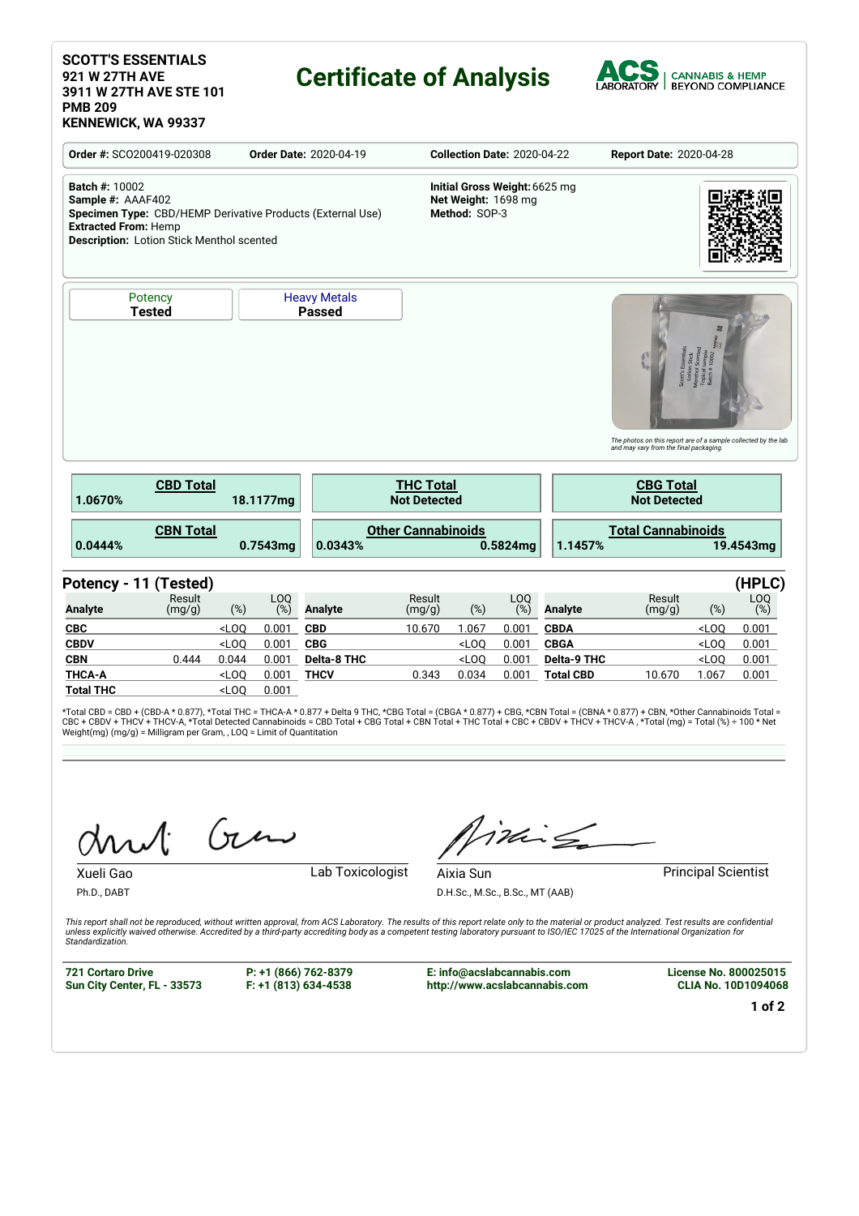**SCOTT'S ESSENTIALS**
**921 W 27TH AVE**
**3911 W 27TH AVE STE 101**
**PMB 209**
**KENNEWICK, WA 99337**

# Certificate of Analysis

ACS LABORATORY | CANNABIS & HEMP BEYOND COMPLIANCE

**Order #:** SCO200419-020308 **Order Date:** 2020-04-19 **Collection Date:** 2020-04-22 **Report Date:** 2020-04-28

**Batch #:** 10002
**Sample #:** AAAF402
**Specimen Type:** CBD/HEMP Derivative Products (External Use)
**Extracted From:** Hemp
**Description:** Lotion Stick Menthol scented

**Initial Gross Weight:** 6625 mg
**Net Weight:** 1698 mg
**Method:** SOP-3

| Potency | Heavy Metals |
|---|---|
| **Tested** | **Passed** |

*The photos on this report are of a sample collected by the lab and may vary from the final packaging.*

| CBD Total | THC Total | CBG Total |
|---|---|---|
| 1.0670% 18.1177mg | Not Detected | Not Detected |

| CBN Total | Other Cannabinoids | Total Cannabinoids |
|---|---|---|
| 0.0444% 0.7543mg | 0.0343% 0.5824mg | 1.1457% 19.4543mg |

## Potency - 11 (Tested) (HPLC)

| Analyte | Result (mg/g) | (%) | LOQ (%) | Analyte | Result (mg/g) | (%) | LOQ (%) | Analyte | Result (mg/g) | (%) | LOQ (%) |
|---|---|---|---|---|---|---|---|---|---|---|---|
| **CBC** | | <LOQ | 0.001 | **CBD** | 10.670 | 1.067 | 0.001 | **CBDA** | | <LOQ | 0.001 |
| **CBDV** | | <LOQ | 0.001 | **CBG** | | <LOQ | 0.001 | **CBGA** | | <LOQ | 0.001 |
| **CBN** | 0.444 | 0.044 | 0.001 | **Delta-8 THC** | | <LOQ | 0.001 | **Delta-9 THC** | | <LOQ | 0.001 |
| **THCA-A** | | <LOQ | 0.001 | **THCV** | 0.343 | 0.034 | 0.001 | **Total CBD** | 10.670 | 1.067 | 0.001 |
| **Total THC** | | <LOQ | 0.001 | | | | | | | | |

*Total CBD = CBD + (CBD-A * 0.877), *Total THC = THCA-A * 0.877 + Delta 9 THC, *CBG Total = (CBGA * 0.877) + CBG, *CBN Total = (CBNA * 0.877) + CBN, *Other Cannabinoids Total = CBC + CBDV + THCV + THCV-A, *Total Detected Cannabinoids = CBD Total + CBG Total + CBN Total + THC Total + CBC + CBDV + THCV + THCV-A , *Total (mg) = Total (%) ÷ 100 * Net Weight(mg) (mg/g) = Milligram per Gram, , LOQ = Limit of Quantitation

Xueli Gao
Ph.D., DABT
Lab Toxicologist

Aixia Sun
D.H.Sc., M.Sc., B.Sc., MT (AAB)
Principal Scientist

*This report shall not be reproduced, without written approval, from ACS Laboratory. The results of this report relate only to the material or product analyzed. Test results are confidential unless explicitly waived otherwise. Accredited by a third-party accrediting body as a competent testing laboratory pursuant to ISO/IEC 17025 of the International Organization for Standardization.*

**721 Cortaro Drive**
**Sun City Center, FL - 33573**

**P: +1 (866) 762-8379**
**F: +1 (813) 634-4538**

**E: info@acslabcannabis.com**
**http://www.acslabcannabis.com**

**License No. 800025015**
**CLIA No. 10D1094068**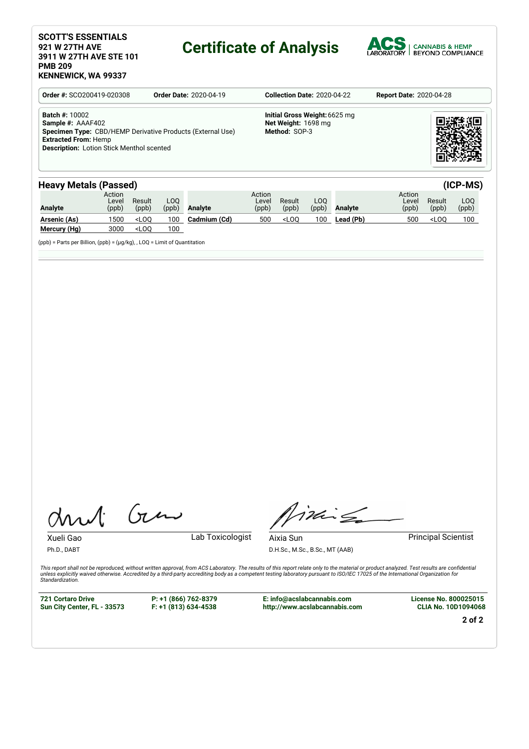**SCOTT'S ESSENTIALS**
**921 W 27TH AVE**
**3911 W 27TH AVE STE 101**
**PMB 209**
**KENNEWICK, WA 99337**

# Certificate of Analysis

ACS LABORATORY | CANNABIS & HEMP BEYOND COMPLIANCE

**Order #:** SCO200419-020308 **Order Date:** 2020-04-19 **Collection Date:** 2020-04-22 **Report Date:** 2020-04-28

**Batch #:** 10002
**Sample #:** AAAF402
**Specimen Type:** CBD/HEMP Derivative Products (External Use)
**Extracted From:** Hemp
**Description:** Lotion Stick Menthol scented

**Initial Gross Weight:** 6625 mg
**Net Weight:** 1698 mg
**Method:** SOP-3

## Heavy Metals (Passed) (ICP-MS)

| Analyte | Action Level (ppb) | Result (ppb) | LOQ (ppb) | Analyte | Action Level (ppb) | Result (ppb) | LOQ (ppb) | Analyte | Action Level (ppb) | Result (ppb) | LOQ (ppb) |
|---|---|---|---|---|---|---|---|---|---|---|---|
| Arsenic (As) | 1500 | <LOQ | 100 | Cadmium (Cd) | 500 | <LOQ | 100 | Lead (Pb) | 500 | <LOQ | 100 |
| Mercury (Hg) | 3000 | <LOQ | 100 | | | | | | | | |

(ppb) = Parts per Billion, (ppb) = (µg/kg), , LOQ = Limit of Quantitation

Xueli Gao
Ph.D., DABT
Lab Toxicologist

Aixia Sun
D.H.Sc., M.Sc., B.Sc., MT (AAB)
Principal Scientist

*This report shall not be reproduced, without written approval, from ACS Laboratory. The results of this report relate only to the material or product analyzed. Test results are confidential unless explicitly waived otherwise. Accredited by a third-party accrediting body as a competent testing laboratory pursuant to ISO/IEC 17025 of the International Organization for Standardization.*

**721 Cortaro Drive**
**Sun City Center, FL - 33573**

**P: +1 (866) 762-8379**
**F: +1 (813) 634-4538**

**E: info@acslabcannabis.com**
**http://www.acslabcannabis.com**

**License No. 800025015**
**CLIA No. 10D1094068**